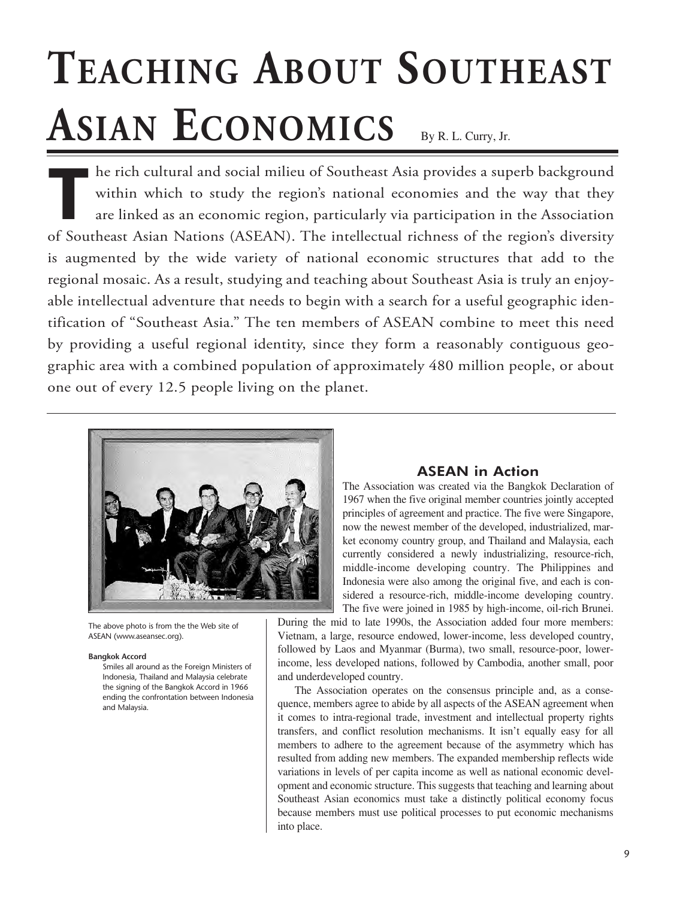# Teaching About Southeast Asian Economics

By R. L. Curry, Jr.

The rich cultural and social milieu of Southeast Asia provides a superb background within which to study the region's national economies and the way that they are linked as an economic region, particularly via participation in the Association of Southeast Asian Nations (ASEAN). The intellectual richness of the region's diversity is augmented by the wide variety of national economic structures that add to the regional mosaic. As a result, studying and teaching about Southeast Asia is truly an enjoyable intellectual adventure that needs to begin with a search for a useful geographic identification of "Southeast Asia." The ten members of ASEAN combine to meet this need by providing a useful regional identity, since they form a reasonably contiguous geographic area with a combined population of approximately 480 million people, or about one out of every 12.5 people living on the planet.

The above photo is from the the Web site of ASEAN (www.aseansec.org).

**Bangkok Accord**

Smiles all around as the Foreign Ministers of Indonesia, Thailand and Malaysia celebrate the signing of the Bangkok Accord in 1966 ending the confrontation between Indonesia and Malaysia.

## ASEAN in Action

The Association was created via the Bangkok Declaration of 1967 when the five original member countries jointly accepted principles of agreement and practice. The five were Singapore, now the newest member of the developed, industrialized, market economy country group, and Thailand and Malaysia, each currently considered a newly industrializing, resource-rich, middle-income developing country. The Philippines and Indonesia were also among the original five, and each is considered a resource-rich, middle-income developing country. The five were joined in 1985 by high-income, oil-rich Brunei. During the mid to late 1990s, the Association added four more members: Vietnam, a large, resource endowed, lower-income, less developed country, followed by Laos and Myanmar (Burma), two small, resource-poor, lower-income, less developed nations, followed by Cambodia, another small, poor and underdeveloped country.

The Association operates on the consensus principle and, as a consequence, members agree to abide by all aspects of the ASEAN agreement when it comes to intra-regional trade, investment and intellectual property rights transfers, and conflict resolution mechanisms. It isn't equally easy for all members to adhere to the agreement because of the asymmetry which has resulted from adding new members. The expanded membership reflects wide variations in levels of per capita income as well as national economic development and economic structure. This suggests that teaching and learning about Southeast Asian economics must take a distinctly political economy focus because members must use political processes to put economic mechanisms into place.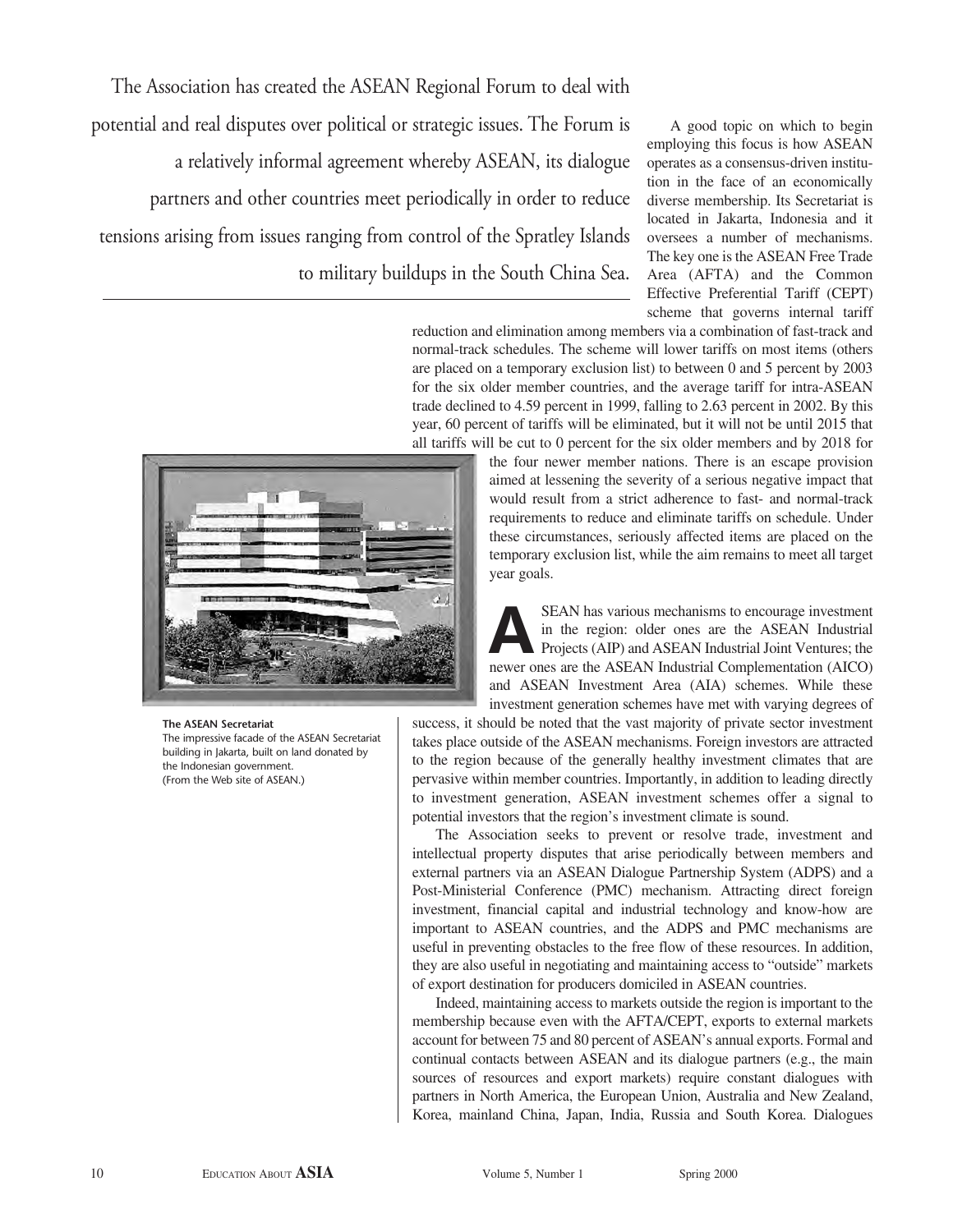> The Association has created the ASEAN Regional Forum to deal with potential and real disputes over political or strategic issues. The Forum is a relatively informal agreement whereby ASEAN, its dialogue partners and other countries meet periodically in order to reduce tensions arising from issues ranging from control of the Spratley Islands to military buildups in the South China Sea.

A good topic on which to begin employing this focus is how ASEAN operates as a consensus-driven institution in the face of an economically diverse membership. Its Secretariat is located in Jakarta, Indonesia and it oversees a number of mechanisms. The key one is the ASEAN Free Trade Area (AFTA) and the Common Effective Preferential Tariff (CEPT) scheme that governs internal tariff reduction and elimination among members via a combination of fast-track and normal-track schedules. The scheme will lower tariffs on most items (others are placed on a temporary exclusion list) to between 0 and 5 percent by 2003 for the six older member countries, and the average tariff for intra-ASEAN trade declined to 4.59 percent in 1999, falling to 2.63 percent in 2002. By this year, 60 percent of tariffs will be eliminated, but it will not be until 2015 that all tariffs will be cut to 0 percent for the six older members and by 2018 for the four newer member nations. There is an escape provision aimed at lessening the severity of a serious negative impact that would result from a strict adherence to fast- and normal-track requirements to reduce and eliminate tariffs on schedule. Under these circumstances, seriously affected items are placed on the temporary exclusion list, while the aim remains to meet all target year goals.

**The ASEAN Secretariat**
The impressive facade of the ASEAN Secretariat building in Jakarta, built on land donated by the Indonesian government.
(From the Web site of ASEAN.)

ASEAN has various mechanisms to encourage investment in the region: older ones are the ASEAN Industrial Projects (AIP) and ASEAN Industrial Joint Ventures; the newer ones are the ASEAN Industrial Complementation (AICO) and ASEAN Investment Area (AIA) schemes. While these investment generation schemes have met with varying degrees of success, it should be noted that the vast majority of private sector investment takes place outside of the ASEAN mechanisms. Foreign investors are attracted to the region because of the generally healthy investment climates that are pervasive within member countries. Importantly, in addition to leading directly to investment generation, ASEAN investment schemes offer a signal to potential investors that the region's investment climate is sound.

The Association seeks to prevent or resolve trade, investment and intellectual property disputes that arise periodically between members and external partners via an ASEAN Dialogue Partnership System (ADPS) and a Post-Ministerial Conference (PMC) mechanism. Attracting direct foreign investment, financial capital and industrial technology and know-how are important to ASEAN countries, and the ADPS and PMC mechanisms are useful in preventing obstacles to the free flow of these resources. In addition, they are also useful in negotiating and maintaining access to "outside" markets of export destination for producers domiciled in ASEAN countries.

Indeed, maintaining access to markets outside the region is important to the membership because even with the AFTA/CEPT, exports to external markets account for between 75 and 80 percent of ASEAN's annual exports. Formal and continual contacts between ASEAN and its dialogue partners (e.g., the main sources of resources and export markets) require constant dialogues with partners in North America, the European Union, Australia and New Zealand, Korea, mainland China, Japan, India, Russia and South Korea. Dialogues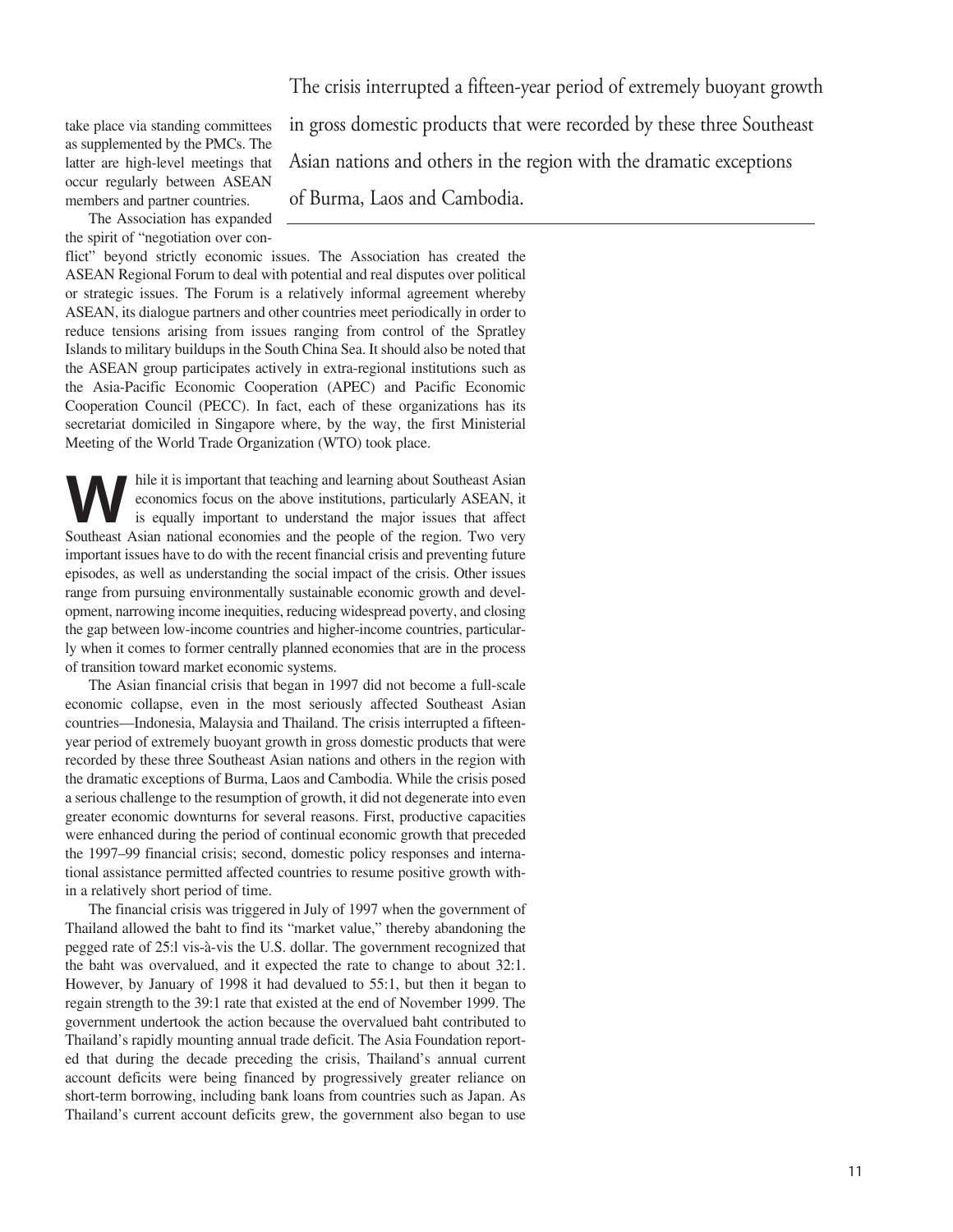take place via standing committees as supplemented by the PMCs. The latter are high-level meetings that occur regularly between ASEAN members and partner countries.

> The crisis interrupted a fifteen-year period of extremely buoyant growth in gross domestic products that were recorded by these three Southeast Asian nations and others in the region with the dramatic exceptions of Burma, Laos and Cambodia.

The Association has expanded the spirit of "negotiation over conflict" beyond strictly economic issues. The Association has created the ASEAN Regional Forum to deal with potential and real disputes over political or strategic issues. The Forum is a relatively informal agreement whereby ASEAN, its dialogue partners and other countries meet periodically in order to reduce tensions arising from issues ranging from control of the Spratley Islands to military buildups in the South China Sea. It should also be noted that the ASEAN group participates actively in extra-regional institutions such as the Asia-Pacific Economic Cooperation (APEC) and Pacific Economic Cooperation Council (PECC). In fact, each of these organizations has its secretariat domiciled in Singapore where, by the way, the first Ministerial Meeting of the World Trade Organization (WTO) took place.

While it is important that teaching and learning about Southeast Asian economics focus on the above institutions, particularly ASEAN, it is equally important to understand the major issues that affect Southeast Asian national economies and the people of the region. Two very important issues have to do with the recent financial crisis and preventing future episodes, as well as understanding the social impact of the crisis. Other issues range from pursuing environmentally sustainable economic growth and development, narrowing income inequities, reducing widespread poverty, and closing the gap between low-income countries and higher-income countries, particularly when it comes to former centrally planned economies that are in the process of transition toward market economic systems.

The Asian financial crisis that began in 1997 did not become a full-scale economic collapse, even in the most seriously affected Southeast Asian countries—Indonesia, Malaysia and Thailand. The crisis interrupted a fifteen-year period of extremely buoyant growth in gross domestic products that were recorded by these three Southeast Asian nations and others in the region with the dramatic exceptions of Burma, Laos and Cambodia. While the crisis posed a serious challenge to the resumption of growth, it did not degenerate into even greater economic downturns for several reasons. First, productive capacities were enhanced during the period of continual economic growth that preceded the 1997–99 financial crisis; second, domestic policy responses and international assistance permitted affected countries to resume positive growth within a relatively short period of time.

The financial crisis was triggered in July of 1997 when the government of Thailand allowed the baht to find its "market value," thereby abandoning the pegged rate of 25:l vis-à-vis the U.S. dollar. The government recognized that the baht was overvalued, and it expected the rate to change to about 32:1. However, by January of 1998 it had devalued to 55:1, but then it began to regain strength to the 39:1 rate that existed at the end of November 1999. The government undertook the action because the overvalued baht contributed to Thailand's rapidly mounting annual trade deficit. The Asia Foundation reported that during the decade preceding the crisis, Thailand's annual current account deficits were being financed by progressively greater reliance on short-term borrowing, including bank loans from countries such as Japan. As Thailand's current account deficits grew, the government also began to use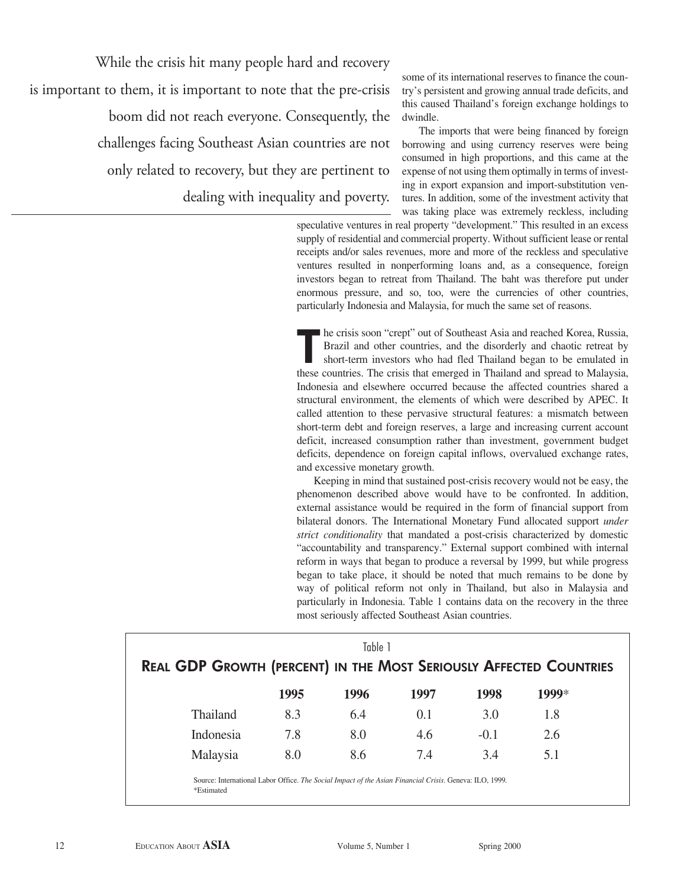> While the crisis hit many people hard and recovery is important to them, it is important to note that the pre-crisis boom did not reach everyone. Consequently, the challenges facing Southeast Asian countries are not only related to recovery, but they are pertinent to dealing with inequality and poverty.

some of its international reserves to finance the country's persistent and growing annual trade deficits, and this caused Thailand's foreign exchange holdings to dwindle.

The imports that were being financed by foreign borrowing and using currency reserves were being consumed in high proportions, and this came at the expense of not using them optimally in terms of investing in export expansion and import-substitution ventures. In addition, some of the investment activity that was taking place was extremely reckless, including speculative ventures in real property "development." This resulted in an excess supply of residential and commercial property. Without sufficient lease or rental receipts and/or sales revenues, more and more of the reckless and speculative ventures resulted in nonperforming loans and, as a consequence, foreign investors began to retreat from Thailand. The baht was therefore put under enormous pressure, and so, too, were the currencies of other countries, particularly Indonesia and Malaysia, for much the same set of reasons.

The crisis soon "crept" out of Southeast Asia and reached Korea, Russia, Brazil and other countries, and the disorderly and chaotic retreat by short-term investors who had fled Thailand began to be emulated in these countries. The crisis that emerged in Thailand and spread to Malaysia, Indonesia and elsewhere occurred because the affected countries shared a structural environment, the elements of which were described by APEC. It called attention to these pervasive structural features: a mismatch between short-term debt and foreign reserves, a large and increasing current account deficit, increased consumption rather than investment, government budget deficits, dependence on foreign capital inflows, overvalued exchange rates, and excessive monetary growth.

Keeping in mind that sustained post-crisis recovery would not be easy, the phenomenon described above would have to be confronted. In addition, external assistance would be required in the form of financial support from bilateral donors. The International Monetary Fund allocated support *under strict conditionality* that mandated a post-crisis characterized by domestic "accountability and transparency." External support combined with internal reform in ways that began to produce a reversal by 1999, but while progress began to take place, it should be noted that much remains to be done by way of political reform not only in Thailand, but also in Malaysia and particularly in Indonesia. Table 1 contains data on the recovery in the three most seriously affected Southeast Asian countries.

Table 1

**Real GDP Growth (percent) in the Most Seriously Affected Countries**

| | 1995 | 1996 | 1997 | 1998 | 1999* |
|---|---|---|---|---|---|
| Thailand | 8.3 | 6.4 | 0.1 | 3.0 | 1.8 |
| Indonesia | 7.8 | 8.0 | 4.6 | -0.1 | 2.6 |
| Malaysia | 8.0 | 8.6 | 7.4 | 3.4 | 5.1 |

Source: International Labor Office. *The Social Impact of the Asian Financial Crisis*. Geneva: ILO, 1999.
*Estimated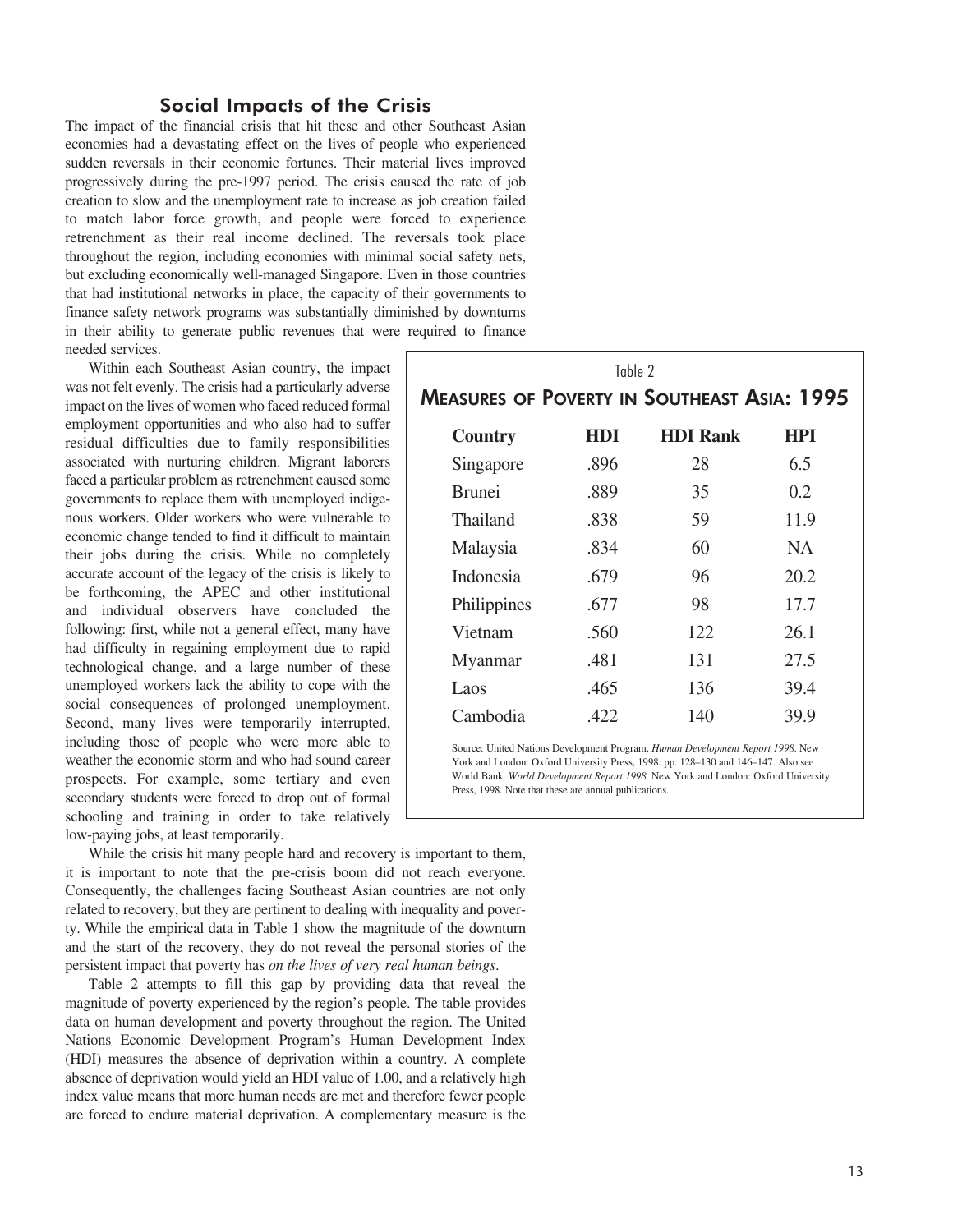## Social Impacts of the Crisis

The impact of the financial crisis that hit these and other Southeast Asian economies had a devastating effect on the lives of people who experienced sudden reversals in their economic fortunes. Their material lives improved progressively during the pre-1997 period. The crisis caused the rate of job creation to slow and the unemployment rate to increase as job creation failed to match labor force growth, and people were forced to experience retrenchment as their real income declined. The reversals took place throughout the region, including economies with minimal social safety nets, but excluding economically well-managed Singapore. Even in those countries that had institutional networks in place, the capacity of their governments to finance safety network programs was substantially diminished by downturns in their ability to generate public revenues that were required to finance needed services.

Within each Southeast Asian country, the impact was not felt evenly. The crisis had a particularly adverse impact on the lives of women who faced reduced formal employment opportunities and who also had to suffer residual difficulties due to family responsibilities associated with nurturing children. Migrant laborers faced a particular problem as retrenchment caused some governments to replace them with unemployed indigenous workers. Older workers who were vulnerable to economic change tended to find it difficult to maintain their jobs during the crisis. While no completely accurate account of the legacy of the crisis is likely to be forthcoming, the APEC and other institutional and individual observers have concluded the following: first, while not a general effect, many have had difficulty in regaining employment due to rapid technological change, and a large number of these unemployed workers lack the ability to cope with the social consequences of prolonged unemployment. Second, many lives were temporarily interrupted, including those of people who were more able to weather the economic storm and who had sound career prospects. For example, some tertiary and even secondary students were forced to drop out of formal schooling and training in order to take relatively low-paying jobs, at least temporarily.

Table 2

**Measures of Poverty in Southeast Asia: 1995**

| Country | HDI | HDI Rank | HPI |
|---|---|---|---|
| Singapore | .896 | 28 | 6.5 |
| Brunei | .889 | 35 | 0.2 |
| Thailand | .838 | 59 | 11.9 |
| Malaysia | .834 | 60 | NA |
| Indonesia | .679 | 96 | 20.2 |
| Philippines | .677 | 98 | 17.7 |
| Vietnam | .560 | 122 | 26.1 |
| Myanmar | .481 | 131 | 27.5 |
| Laos | .465 | 136 | 39.4 |
| Cambodia | .422 | 140 | 39.9 |

Source: United Nations Development Program. *Human Development Report 1998*. New York and London: Oxford University Press, 1998: pp. 128–130 and 146–147. Also see World Bank. *World Development Report 1998*. New York and London: Oxford University Press, 1998. Note that these are annual publications.

While the crisis hit many people hard and recovery is important to them, it is important to note that the pre-crisis boom did not reach everyone. Consequently, the challenges facing Southeast Asian countries are not only related to recovery, but they are pertinent to dealing with inequality and poverty. While the empirical data in Table 1 show the magnitude of the downturn and the start of the recovery, they do not reveal the personal stories of the persistent impact that poverty has *on the lives of very real human beings*.

Table 2 attempts to fill this gap by providing data that reveal the magnitude of poverty experienced by the region's people. The table provides data on human development and poverty throughout the region. The United Nations Economic Development Program's Human Development Index (HDI) measures the absence of deprivation within a country. A complete absence of deprivation would yield an HDI value of 1.00, and a relatively high index value means that more human needs are met and therefore fewer people are forced to endure material deprivation. A complementary measure is the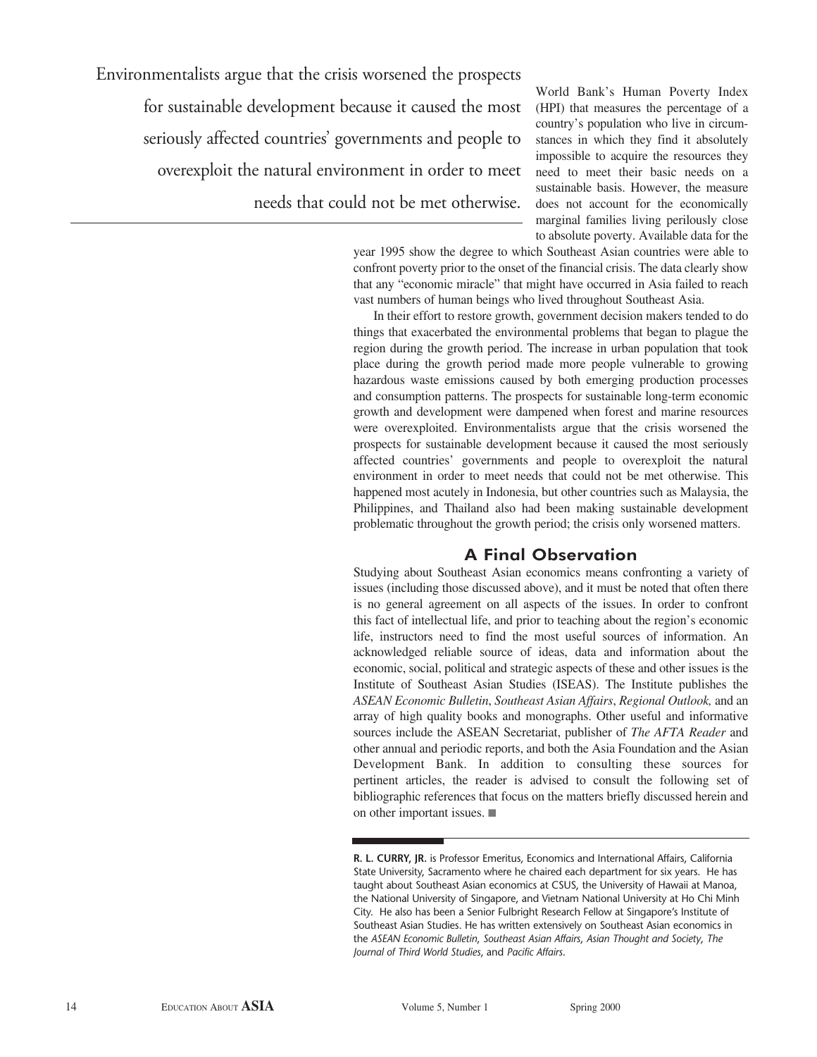Environmentalists argue that the crisis worsened the prospects for sustainable development because it caused the most seriously affected countries' governments and people to overexploit the natural environment in order to meet needs that could not be met otherwise.

World Bank's Human Poverty Index (HPI) that measures the percentage of a country's population who live in circumstances in which they find it absolutely impossible to acquire the resources they need to meet their basic needs on a sustainable basis. However, the measure does not account for the economically marginal families living perilously close to absolute poverty. Available data for the year 1995 show the degree to which Southeast Asian countries were able to confront poverty prior to the onset of the financial crisis. The data clearly show that any "economic miracle" that might have occurred in Asia failed to reach vast numbers of human beings who lived throughout Southeast Asia.

In their effort to restore growth, government decision makers tended to do things that exacerbated the environmental problems that began to plague the region during the growth period. The increase in urban population that took place during the growth period made more people vulnerable to growing hazardous waste emissions caused by both emerging production processes and consumption patterns. The prospects for sustainable long-term economic growth and development were dampened when forest and marine resources were overexploited. Environmentalists argue that the crisis worsened the prospects for sustainable development because it caused the most seriously affected countries' governments and people to overexploit the natural environment in order to meet needs that could not be met otherwise. This happened most acutely in Indonesia, but other countries such as Malaysia, the Philippines, and Thailand also had been making sustainable development problematic throughout the growth period; the crisis only worsened matters.

## A Final Observation

Studying about Southeast Asian economics means confronting a variety of issues (including those discussed above), and it must be noted that often there is no general agreement on all aspects of the issues. In order to confront this fact of intellectual life, and prior to teaching about the region's economic life, instructors need to find the most useful sources of information. An acknowledged reliable source of ideas, data and information about the economic, social, political and strategic aspects of these and other issues is the Institute of Southeast Asian Studies (ISEAS). The Institute publishes the *ASEAN Economic Bulletin*, *Southeast Asian Affairs*, *Regional Outlook,* and an array of high quality books and monographs. Other useful and informative sources include the ASEAN Secretariat, publisher of *The AFTA Reader* and other annual and periodic reports, and both the Asia Foundation and the Asian Development Bank. In addition to consulting these sources for pertinent articles, the reader is advised to consult the following set of bibliographic references that focus on the matters briefly discussed herein and on other important issues. ■

---

**R. L. CURRY, JR.** is Professor Emeritus, Economics and International Affairs, California State University, Sacramento where he chaired each department for six years. He has taught about Southeast Asian economics at CSUS, the University of Hawaii at Manoa, the National University of Singapore, and Vietnam National University at Ho Chi Minh City. He also has been a Senior Fulbright Research Fellow at Singapore's Institute of Southeast Asian Studies. He has written extensively on Southeast Asian economics in the *ASEAN Economic Bulletin*, *Southeast Asian Affairs*, *Asian Thought and Society*, *The Journal of Third World Studies*, and *Pacific Affairs*.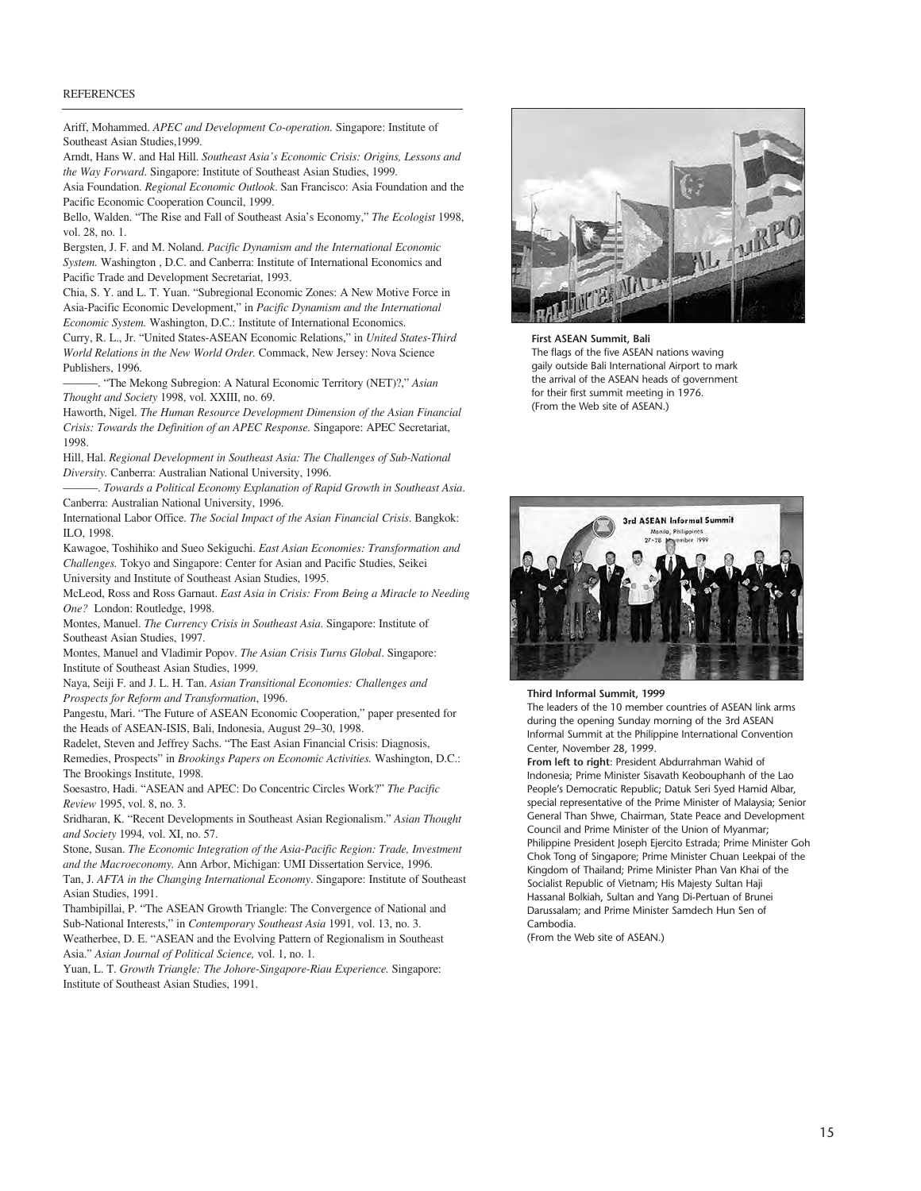## REFERENCES

Ariff, Mohammed. *APEC and Development Co-operation.* Singapore: Institute of Southeast Asian Studies,1999.

Arndt, Hans W. and Hal Hill. *Southeast Asia's Economic Crisis: Origins, Lessons and the Way Forward*. Singapore: Institute of Southeast Asian Studies, 1999.

Asia Foundation. *Regional Economic Outlook*. San Francisco: Asia Foundation and the Pacific Economic Cooperation Council, 1999.

Bello, Walden. "The Rise and Fall of Southeast Asia's Economy," *The Ecologist* 1998, vol. 28, no. 1.

Bergsten, J. F. and M. Noland. *Pacific Dynamism and the International Economic System.* Washington , D.C. and Canberra: Institute of International Economics and Pacific Trade and Development Secretariat, 1993.

Chia, S. Y. and L. T. Yuan. "Subregional Economic Zones: A New Motive Force in Asia-Pacific Economic Development," in *Pacific Dynamism and the International Economic System.* Washington, D.C.: Institute of International Economics.

Curry, R. L., Jr. "United States-ASEAN Economic Relations," in *United States-Third World Relations in the New World Order.* Commack, New Jersey: Nova Science Publishers, 1996.

———. "The Mekong Subregion: A Natural Economic Territory (NET)?," *Asian Thought and Society* 1998, vol. XXIII, no. 69.

Haworth, Nigel. *The Human Resource Development Dimension of the Asian Financial Crisis: Towards the Definition of an APEC Response.* Singapore: APEC Secretariat, 1998.

Hill, Hal. *Regional Development in Southeast Asia: The Challenges of Sub-National Diversity.* Canberra: Australian National University, 1996.

———. *Towards a Political Economy Explanation of Rapid Growth in Southeast Asia*. Canberra: Australian National University, 1996.

International Labor Office. *The Social Impact of the Asian Financial Crisis*. Bangkok: ILO, 1998.

Kawagoe, Toshihiko and Sueo Sekiguchi. *East Asian Economies: Transformation and Challenges.* Tokyo and Singapore: Center for Asian and Pacific Studies, Seikei University and Institute of Southeast Asian Studies, 1995.

McLeod, Ross and Ross Garnaut. *East Asia in Crisis: From Being a Miracle to Needing One?* London: Routledge, 1998.

Montes, Manuel. *The Currency Crisis in Southeast Asia*. Singapore: Institute of Southeast Asian Studies, 1997.

Montes, Manuel and Vladimir Popov. *The Asian Crisis Turns Global*. Singapore: Institute of Southeast Asian Studies, 1999.

Naya, Seiji F. and J. L. H. Tan. *Asian Transitional Economies: Challenges and Prospects for Reform and Transformation*, 1996.

Pangestu, Mari. "The Future of ASEAN Economic Cooperation," paper presented for the Heads of ASEAN-ISIS, Bali, Indonesia, August 29–30, 1998.

Radelet, Steven and Jeffrey Sachs. "The East Asian Financial Crisis: Diagnosis, Remedies, Prospects" in *Brookings Papers on Economic Activities.* Washington, D.C.: The Brookings Institute, 1998.

Soesastro, Hadi. "ASEAN and APEC: Do Concentric Circles Work?" *The Pacific Review* 1995, vol. 8, no. 3.

Sridharan, K. "Recent Developments in Southeast Asian Regionalism." *Asian Thought and Society* 1994*,* vol. XI, no. 57.

Stone, Susan. *The Economic Integration of the Asia-Pacific Region: Trade, Investment and the Macroeconomy.* Ann Arbor, Michigan: UMI Dissertation Service, 1996.

Tan, J. *AFTA in the Changing International Economy*. Singapore: Institute of Southeast Asian Studies, 1991.

Thambipillai, P. "The ASEAN Growth Triangle: The Convergence of National and Sub-National Interests," in *Contemporary Southeast Asia* 1991*,* vol. 13, no. 3.

Weatherbee, D. E. "ASEAN and the Evolving Pattern of Regionalism in Southeast Asia." *Asian Journal of Political Science,* vol. 1, no. 1.

Yuan, L. T. *Growth Triangle: The Johore-Singapore-Riau Experience.* Singapore: Institute of Southeast Asian Studies, 1991.

**First ASEAN Summit, Bali**
The flags of the five ASEAN nations waving gaily outside Bali International Airport to mark the arrival of the ASEAN heads of government for their first summit meeting in 1976.
(From the Web site of ASEAN.)

**Third Informal Summit, 1999**
The leaders of the 10 member countries of ASEAN link arms during the opening Sunday morning of the 3rd ASEAN Informal Summit at the Philippine International Convention Center, November 28, 1999.
**From left to right**: President Abdurrahman Wahid of Indonesia; Prime Minister Sisavath Keobouphanh of the Lao People's Democratic Republic; Datuk Seri Syed Hamid Albar, special representative of the Prime Minister of Malaysia; Senior General Than Shwe, Chairman, State Peace and Development Council and Prime Minister of the Union of Myanmar; Philippine President Joseph Ejercito Estrada; Prime Minister Goh Chok Tong of Singapore; Prime Minister Chuan Leekpai of the Kingdom of Thailand; Prime Minister Phan Van Khai of the Socialist Republic of Vietnam; His Majesty Sultan Haji Hassanal Bolkiah, Sultan and Yang Di-Pertuan of Brunei Darussalam; and Prime Minister Samdech Hun Sen of Cambodia.
(From the Web site of ASEAN.)